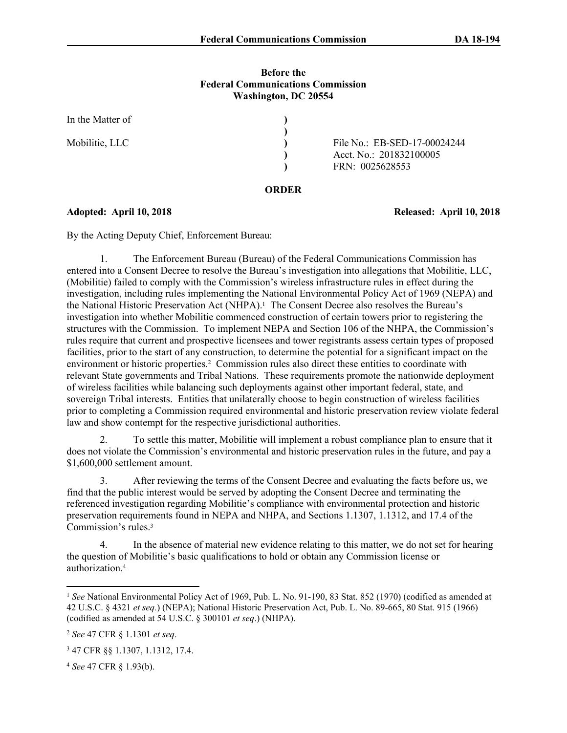**Before the**
**Federal Communications Commission**
**Washington, DC 20554**

| | | |
|---|---|---|
| In the Matter of | ) | |
| | ) | |
| Mobilitie, LLC | ) | File No.: EB-SED-17-00024244 |
| | ) | Acct. No.: 201832100005 |
| | ) | FRN: 0025628553 |

**ORDER**

**Adopted: April 10, 2018** **Released: April 10, 2018**

By the Acting Deputy Chief, Enforcement Bureau:

1. The Enforcement Bureau (Bureau) of the Federal Communications Commission has entered into a Consent Decree to resolve the Bureau's investigation into allegations that Mobilitie, LLC, (Mobilitie) failed to comply with the Commission's wireless infrastructure rules in effect during the investigation, including rules implementing the National Environmental Policy Act of 1969 (NEPA) and the National Historic Preservation Act (NHPA).[1] The Consent Decree also resolves the Bureau's investigation into whether Mobilitie commenced construction of certain towers prior to registering the structures with the Commission. To implement NEPA and Section 106 of the NHPA, the Commission's rules require that current and prospective licensees and tower registrants assess certain types of proposed facilities, prior to the start of any construction, to determine the potential for a significant impact on the environment or historic properties.[2] Commission rules also direct these entities to coordinate with relevant State governments and Tribal Nations. These requirements promote the nationwide deployment of wireless facilities while balancing such deployments against other important federal, state, and sovereign Tribal interests. Entities that unilaterally choose to begin construction of wireless facilities prior to completing a Commission required environmental and historic preservation review violate federal law and show contempt for the respective jurisdictional authorities.

2. To settle this matter, Mobilitie will implement a robust compliance plan to ensure that it does not violate the Commission's environmental and historic preservation rules in the future, and pay a $1,600,000 settlement amount.

3. After reviewing the terms of the Consent Decree and evaluating the facts before us, we find that the public interest would be served by adopting the Consent Decree and terminating the referenced investigation regarding Mobilitie's compliance with environmental protection and historic preservation requirements found in NEPA and NHPA, and Sections 1.1307, 1.1312, and 17.4 of the Commission's rules.[3]

4. In the absence of material new evidence relating to this matter, we do not set for hearing the question of Mobilitie's basic qualifications to hold or obtain any Commission license or authorization.[4]

---

[1] *See* National Environmental Policy Act of 1969, Pub. L. No. 91-190, 83 Stat. 852 (1970) (codified as amended at 42 U.S.C. § 4321 *et seq.*) (NEPA); National Historic Preservation Act, Pub. L. No. 89-665, 80 Stat. 915 (1966) (codified as amended at 54 U.S.C. § 300101 *et seq*.) (NHPA).

[2] *See* 47 CFR § 1.1301 *et seq*.

[3] 47 CFR §§ 1.1307, 1.1312, 17.4.

[4] *See* 47 CFR § 1.93(b).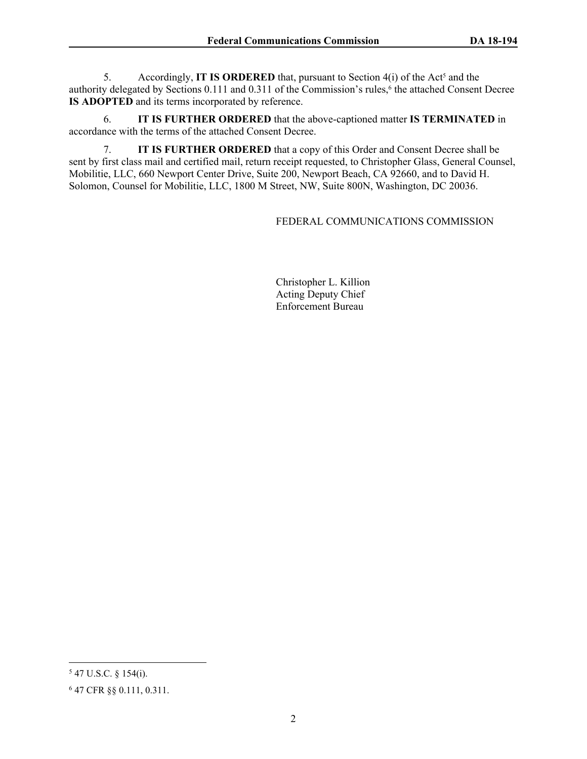5. Accordingly, **IT IS ORDERED** that, pursuant to Section 4(i) of the Act[5] and the authority delegated by Sections 0.111 and 0.311 of the Commission's rules,[6] the attached Consent Decree **IS ADOPTED** and its terms incorporated by reference.

6. **IT IS FURTHER ORDERED** that the above-captioned matter **IS TERMINATED** in accordance with the terms of the attached Consent Decree.

7. **IT IS FURTHER ORDERED** that a copy of this Order and Consent Decree shall be sent by first class mail and certified mail, return receipt requested, to Christopher Glass, General Counsel, Mobilitie, LLC, 660 Newport Center Drive, Suite 200, Newport Beach, CA 92660, and to David H. Solomon, Counsel for Mobilitie, LLC, 1800 M Street, NW, Suite 800N, Washington, DC 20036.

FEDERAL COMMUNICATIONS COMMISSION

Christopher L. Killion
Acting Deputy Chief
Enforcement Bureau

---

[5] 47 U.S.C. § 154(i).

[6] 47 CFR §§ 0.111, 0.311.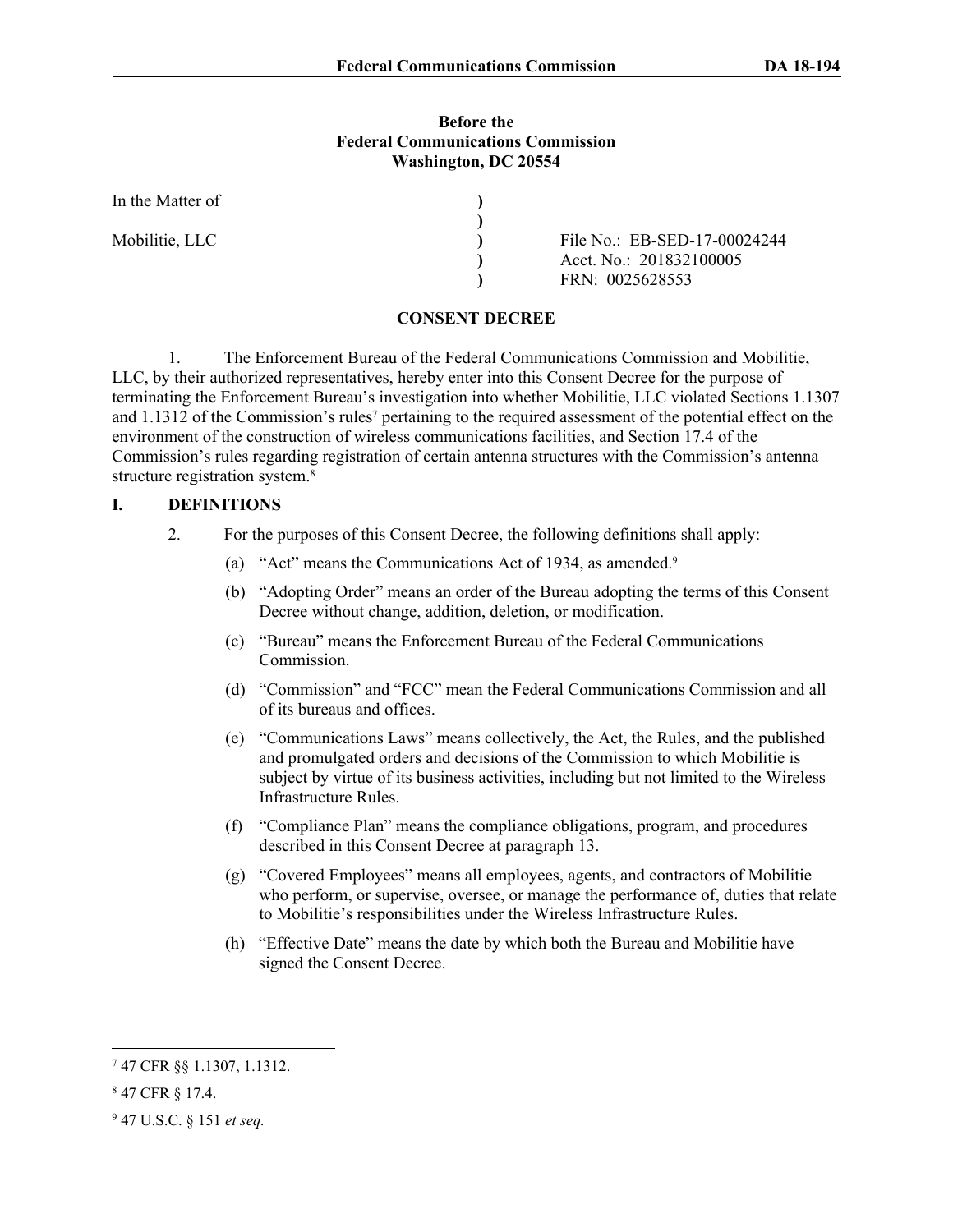**Before the**
**Federal Communications Commission**
**Washington, DC 20554**

| | | |
|---|---|---|
| In the Matter of | ) | |
| | ) | |
| Mobilitie, LLC | ) | File No.: EB-SED-17-00024244 |
| | ) | Acct. No.: 201832100005 |
| | ) | FRN: 0025628553 |

## CONSENT DECREE

1. The Enforcement Bureau of the Federal Communications Commission and Mobilitie, LLC, by their authorized representatives, hereby enter into this Consent Decree for the purpose of terminating the Enforcement Bureau's investigation into whether Mobilitie, LLC violated Sections 1.1307 and 1.1312 of the Commission's rules[7] pertaining to the required assessment of the potential effect on the environment of the construction of wireless communications facilities, and Section 17.4 of the Commission's rules regarding registration of certain antenna structures with the Commission's antenna structure registration system.[8]

## I. DEFINITIONS

2. For the purposes of this Consent Decree, the following definitions shall apply:

(a) "Act" means the Communications Act of 1934, as amended.[9]

(b) "Adopting Order" means an order of the Bureau adopting the terms of this Consent Decree without change, addition, deletion, or modification.

(c) "Bureau" means the Enforcement Bureau of the Federal Communications Commission.

(d) "Commission" and "FCC" mean the Federal Communications Commission and all of its bureaus and offices.

(e) "Communications Laws" means collectively, the Act, the Rules, and the published and promulgated orders and decisions of the Commission to which Mobilitie is subject by virtue of its business activities, including but not limited to the Wireless Infrastructure Rules.

(f) "Compliance Plan" means the compliance obligations, program, and procedures described in this Consent Decree at paragraph 13.

(g) "Covered Employees" means all employees, agents, and contractors of Mobilitie who perform, or supervise, oversee, or manage the performance of, duties that relate to Mobilitie's responsibilities under the Wireless Infrastructure Rules.

(h) "Effective Date" means the date by which both the Bureau and Mobilitie have signed the Consent Decree.

---

[7] 47 CFR §§ 1.1307, 1.1312.

[8] 47 CFR § 17.4.

[9] 47 U.S.C. § 151 *et seq.*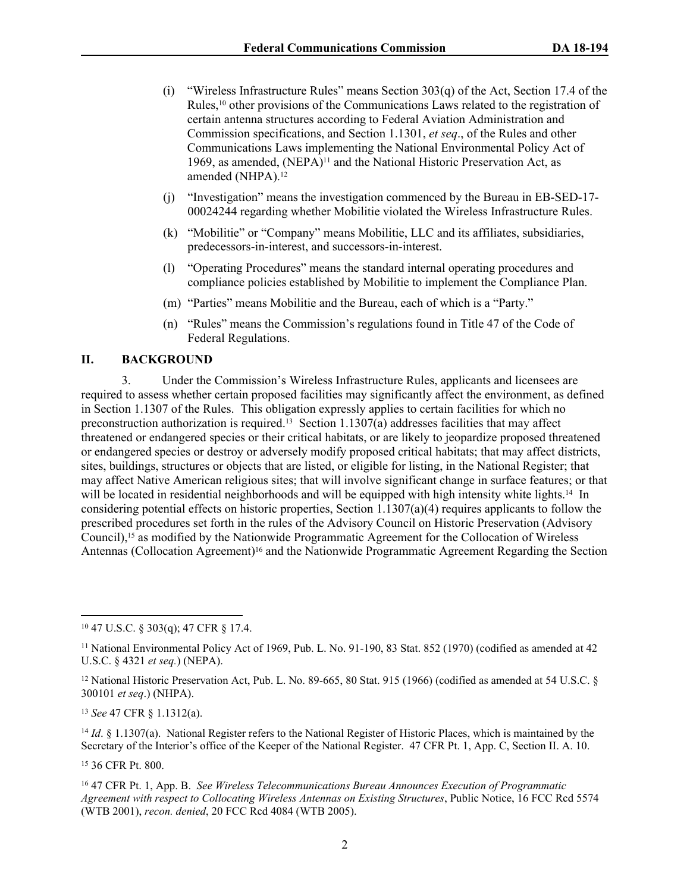(i) "Wireless Infrastructure Rules" means Section 303(q) of the Act, Section 17.4 of the Rules,[10] other provisions of the Communications Laws related to the registration of certain antenna structures according to Federal Aviation Administration and Commission specifications, and Section 1.1301, *et seq*., of the Rules and other Communications Laws implementing the National Environmental Policy Act of 1969, as amended, (NEPA)[11] and the National Historic Preservation Act, as amended (NHPA).[12]

(j) "Investigation" means the investigation commenced by the Bureau in EB-SED-17-00024244 regarding whether Mobilitie violated the Wireless Infrastructure Rules.

(k) "Mobilitie" or "Company" means Mobilitie, LLC and its affiliates, subsidiaries, predecessors-in-interest, and successors-in-interest.

(l) "Operating Procedures" means the standard internal operating procedures and compliance policies established by Mobilitie to implement the Compliance Plan.

(m) "Parties" means Mobilitie and the Bureau, each of which is a "Party."

(n) "Rules" means the Commission's regulations found in Title 47 of the Code of Federal Regulations.

## II. BACKGROUND

3. Under the Commission's Wireless Infrastructure Rules, applicants and licensees are required to assess whether certain proposed facilities may significantly affect the environment, as defined in Section 1.1307 of the Rules. This obligation expressly applies to certain facilities for which no preconstruction authorization is required.[13] Section 1.1307(a) addresses facilities that may affect threatened or endangered species or their critical habitats, or are likely to jeopardize proposed threatened or endangered species or destroy or adversely modify proposed critical habitats; that may affect districts, sites, buildings, structures or objects that are listed, or eligible for listing, in the National Register; that may affect Native American religious sites; that will involve significant change in surface features; or that will be located in residential neighborhoods and will be equipped with high intensity white lights.[14] In considering potential effects on historic properties, Section 1.1307(a)(4) requires applicants to follow the prescribed procedures set forth in the rules of the Advisory Council on Historic Preservation (Advisory Council),[15] as modified by the Nationwide Programmatic Agreement for the Collocation of Wireless Antennas (Collocation Agreement)[16] and the Nationwide Programmatic Agreement Regarding the Section

---

[10] 47 U.S.C. § 303(q); 47 CFR § 17.4.

[11] National Environmental Policy Act of 1969, Pub. L. No. 91-190, 83 Stat. 852 (1970) (codified as amended at 42 U.S.C. § 4321 *et seq.*) (NEPA).

[12] National Historic Preservation Act, Pub. L. No. 89-665, 80 Stat. 915 (1966) (codified as amended at 54 U.S.C. § 300101 *et seq*.) (NHPA).

[13] *See* 47 CFR § 1.1312(a).

[14] *Id*. § 1.1307(a). National Register refers to the National Register of Historic Places, which is maintained by the Secretary of the Interior's office of the Keeper of the National Register. 47 CFR Pt. 1, App. C, Section II. A. 10.

[15] 36 CFR Pt. 800.

[16] 47 CFR Pt. 1, App. B. *See Wireless Telecommunications Bureau Announces Execution of Programmatic Agreement with respect to Collocating Wireless Antennas on Existing Structures*, Public Notice, 16 FCC Rcd 5574 (WTB 2001), *recon. denied*, 20 FCC Rcd 4084 (WTB 2005).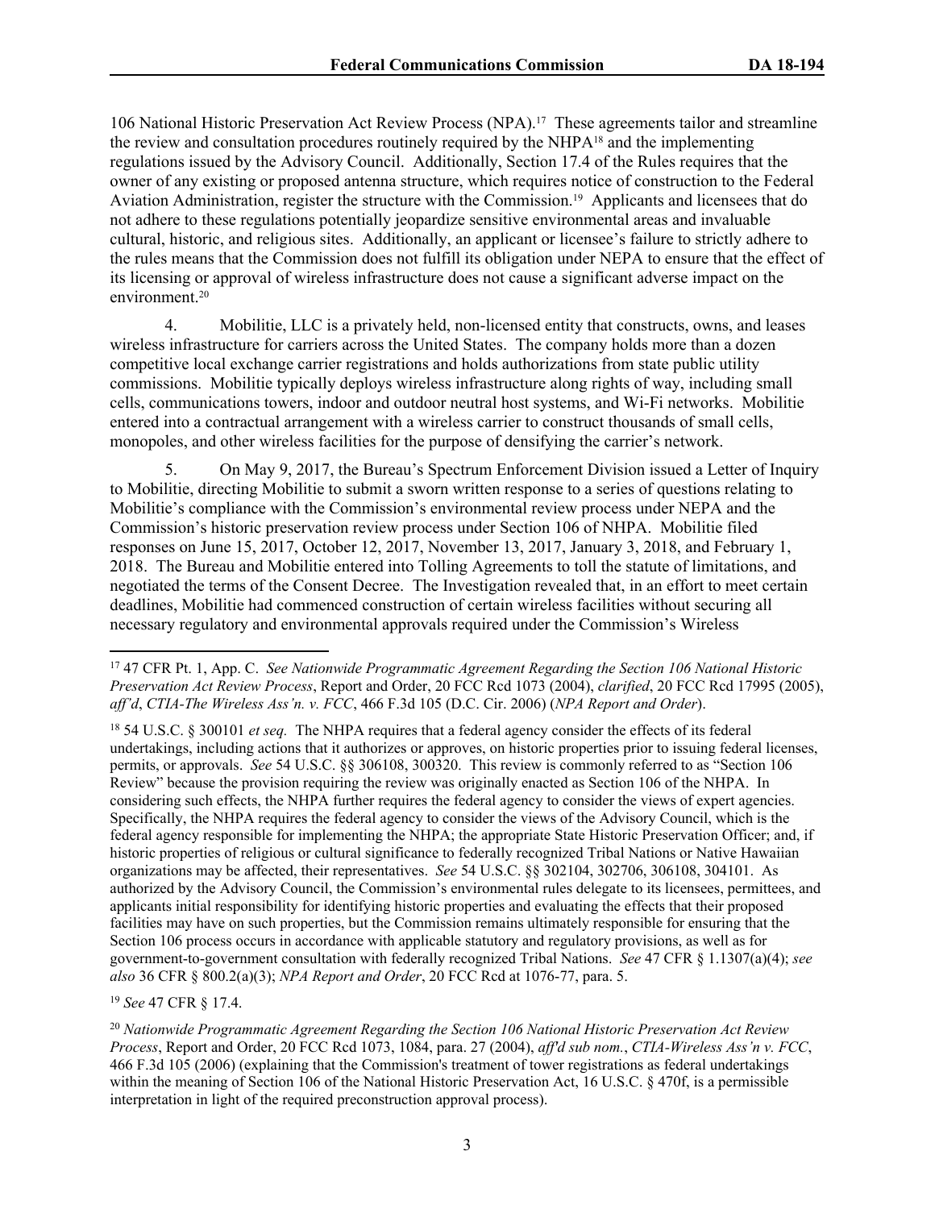106 National Historic Preservation Act Review Process (NPA).[17] These agreements tailor and streamline the review and consultation procedures routinely required by the NHPA[18] and the implementing regulations issued by the Advisory Council. Additionally, Section 17.4 of the Rules requires that the owner of any existing or proposed antenna structure, which requires notice of construction to the Federal Aviation Administration, register the structure with the Commission.[19] Applicants and licensees that do not adhere to these regulations potentially jeopardize sensitive environmental areas and invaluable cultural, historic, and religious sites. Additionally, an applicant or licensee's failure to strictly adhere to the rules means that the Commission does not fulfill its obligation under NEPA to ensure that the effect of its licensing or approval of wireless infrastructure does not cause a significant adverse impact on the environment.[20]

4. Mobilitie, LLC is a privately held, non-licensed entity that constructs, owns, and leases wireless infrastructure for carriers across the United States. The company holds more than a dozen competitive local exchange carrier registrations and holds authorizations from state public utility commissions. Mobilitie typically deploys wireless infrastructure along rights of way, including small cells, communications towers, indoor and outdoor neutral host systems, and Wi-Fi networks. Mobilitie entered into a contractual arrangement with a wireless carrier to construct thousands of small cells, monopoles, and other wireless facilities for the purpose of densifying the carrier's network.

5. On May 9, 2017, the Bureau's Spectrum Enforcement Division issued a Letter of Inquiry to Mobilitie, directing Mobilitie to submit a sworn written response to a series of questions relating to Mobilitie's compliance with the Commission's environmental review process under NEPA and the Commission's historic preservation review process under Section 106 of NHPA. Mobilitie filed responses on June 15, 2017, October 12, 2017, November 13, 2017, January 3, 2018, and February 1, 2018. The Bureau and Mobilitie entered into Tolling Agreements to toll the statute of limitations, and negotiated the terms of the Consent Decree. The Investigation revealed that, in an effort to meet certain deadlines, Mobilitie had commenced construction of certain wireless facilities without securing all necessary regulatory and environmental approvals required under the Commission's Wireless

---

[17] 47 CFR Pt. 1, App. C. *See Nationwide Programmatic Agreement Regarding the Section 106 National Historic Preservation Act Review Process*, Report and Order, 20 FCC Rcd 1073 (2004), *clarified*, 20 FCC Rcd 17995 (2005), *aff'd*, *CTIA-The Wireless Ass'n. v. FCC*, 466 F.3d 105 (D.C. Cir. 2006) (*NPA Report and Order*).

[18] 54 U.S.C. § 300101 *et seq.* The NHPA requires that a federal agency consider the effects of its federal undertakings, including actions that it authorizes or approves, on historic properties prior to issuing federal licenses, permits, or approvals. *See* 54 U.S.C. §§ 306108, 300320. This review is commonly referred to as "Section 106 Review" because the provision requiring the review was originally enacted as Section 106 of the NHPA. In considering such effects, the NHPA further requires the federal agency to consider the views of expert agencies. Specifically, the NHPA requires the federal agency to consider the views of the Advisory Council, which is the federal agency responsible for implementing the NHPA; the appropriate State Historic Preservation Officer; and, if historic properties of religious or cultural significance to federally recognized Tribal Nations or Native Hawaiian organizations may be affected, their representatives. *See* 54 U.S.C. §§ 302104, 302706, 306108, 304101. As authorized by the Advisory Council, the Commission's environmental rules delegate to its licensees, permittees, and applicants initial responsibility for identifying historic properties and evaluating the effects that their proposed facilities may have on such properties, but the Commission remains ultimately responsible for ensuring that the Section 106 process occurs in accordance with applicable statutory and regulatory provisions, as well as for government-to-government consultation with federally recognized Tribal Nations. *See* 47 CFR § 1.1307(a)(4); *see also* 36 CFR § 800.2(a)(3); *NPA Report and Order*, 20 FCC Rcd at 1076-77, para. 5.

[19] *See* 47 CFR § 17.4.

[20] *Nationwide Programmatic Agreement Regarding the Section 106 National Historic Preservation Act Review Process*, Report and Order, 20 FCC Rcd 1073, 1084, para. 27 (2004), *aff'd sub nom.*, *CTIA-Wireless Ass'n v. FCC*, 466 F.3d 105 (2006) (explaining that the Commission's treatment of tower registrations as federal undertakings within the meaning of Section 106 of the National Historic Preservation Act, 16 U.S.C. § 470f, is a permissible interpretation in light of the required preconstruction approval process).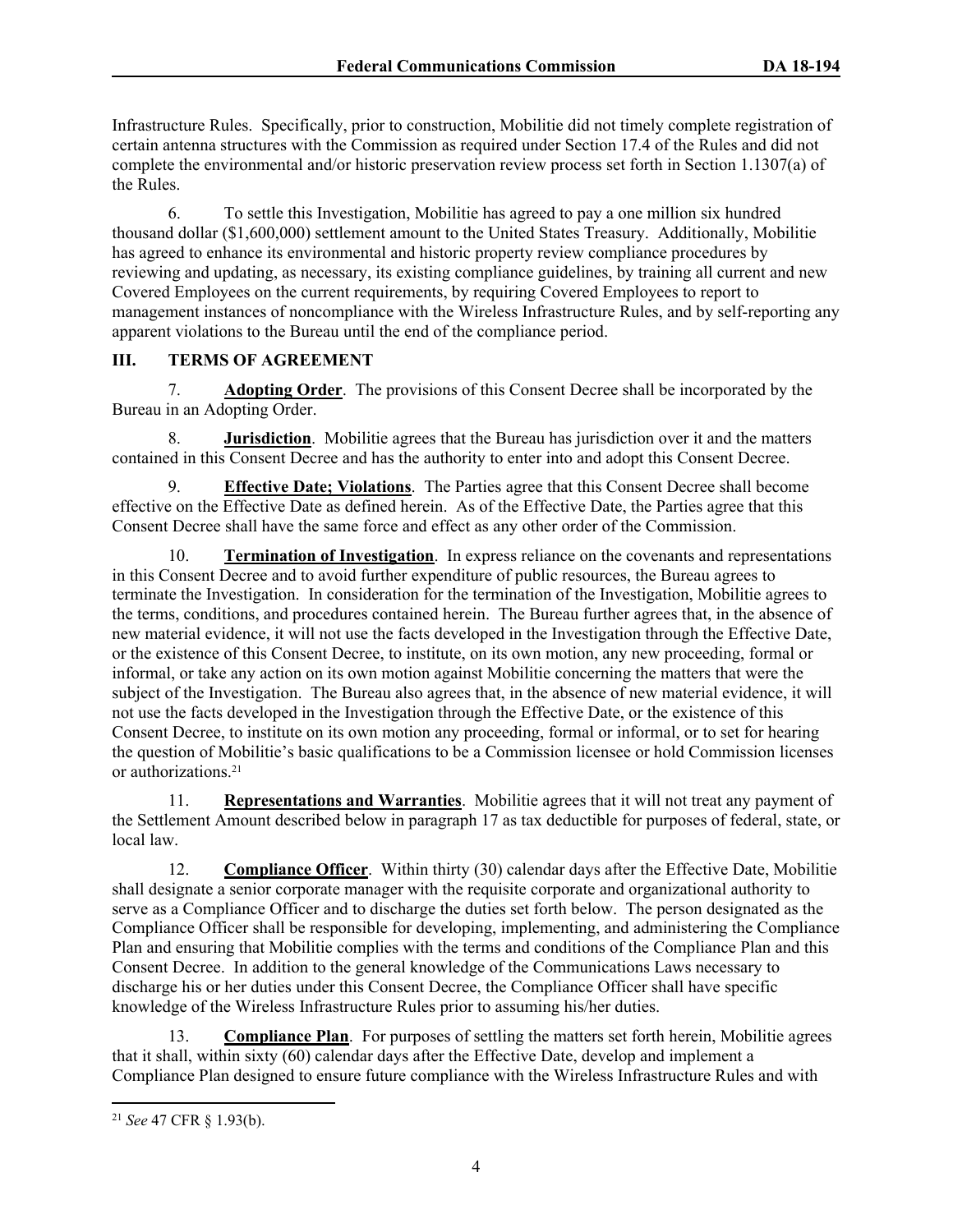Infrastructure Rules. Specifically, prior to construction, Mobilitie did not timely complete registration of certain antenna structures with the Commission as required under Section 17.4 of the Rules and did not complete the environmental and/or historic preservation review process set forth in Section 1.1307(a) of the Rules.

6. To settle this Investigation, Mobilitie has agreed to pay a one million six hundred thousand dollar ($1,600,000) settlement amount to the United States Treasury. Additionally, Mobilitie has agreed to enhance its environmental and historic property review compliance procedures by reviewing and updating, as necessary, its existing compliance guidelines, by training all current and new Covered Employees on the current requirements, by requiring Covered Employees to report to management instances of noncompliance with the Wireless Infrastructure Rules, and by self-reporting any apparent violations to the Bureau until the end of the compliance period.

## III. TERMS OF AGREEMENT

7. **Adopting Order**. The provisions of this Consent Decree shall be incorporated by the Bureau in an Adopting Order.

8. **Jurisdiction**. Mobilitie agrees that the Bureau has jurisdiction over it and the matters contained in this Consent Decree and has the authority to enter into and adopt this Consent Decree.

9. **Effective Date; Violations**. The Parties agree that this Consent Decree shall become effective on the Effective Date as defined herein. As of the Effective Date, the Parties agree that this Consent Decree shall have the same force and effect as any other order of the Commission.

10. **Termination of Investigation**. In express reliance on the covenants and representations in this Consent Decree and to avoid further expenditure of public resources, the Bureau agrees to terminate the Investigation. In consideration for the termination of the Investigation, Mobilitie agrees to the terms, conditions, and procedures contained herein. The Bureau further agrees that, in the absence of new material evidence, it will not use the facts developed in the Investigation through the Effective Date, or the existence of this Consent Decree, to institute, on its own motion, any new proceeding, formal or informal, or take any action on its own motion against Mobilitie concerning the matters that were the subject of the Investigation. The Bureau also agrees that, in the absence of new material evidence, it will not use the facts developed in the Investigation through the Effective Date, or the existence of this Consent Decree, to institute on its own motion any proceeding, formal or informal, or to set for hearing the question of Mobilitie's basic qualifications to be a Commission licensee or hold Commission licenses or authorizations.[21]

11. **Representations and Warranties**. Mobilitie agrees that it will not treat any payment of the Settlement Amount described below in paragraph 17 as tax deductible for purposes of federal, state, or local law.

12. **Compliance Officer**. Within thirty (30) calendar days after the Effective Date, Mobilitie shall designate a senior corporate manager with the requisite corporate and organizational authority to serve as a Compliance Officer and to discharge the duties set forth below. The person designated as the Compliance Officer shall be responsible for developing, implementing, and administering the Compliance Plan and ensuring that Mobilitie complies with the terms and conditions of the Compliance Plan and this Consent Decree. In addition to the general knowledge of the Communications Laws necessary to discharge his or her duties under this Consent Decree, the Compliance Officer shall have specific knowledge of the Wireless Infrastructure Rules prior to assuming his/her duties.

13. **Compliance Plan**. For purposes of settling the matters set forth herein, Mobilitie agrees that it shall, within sixty (60) calendar days after the Effective Date, develop and implement a Compliance Plan designed to ensure future compliance with the Wireless Infrastructure Rules and with

[21] *See* 47 CFR § 1.93(b).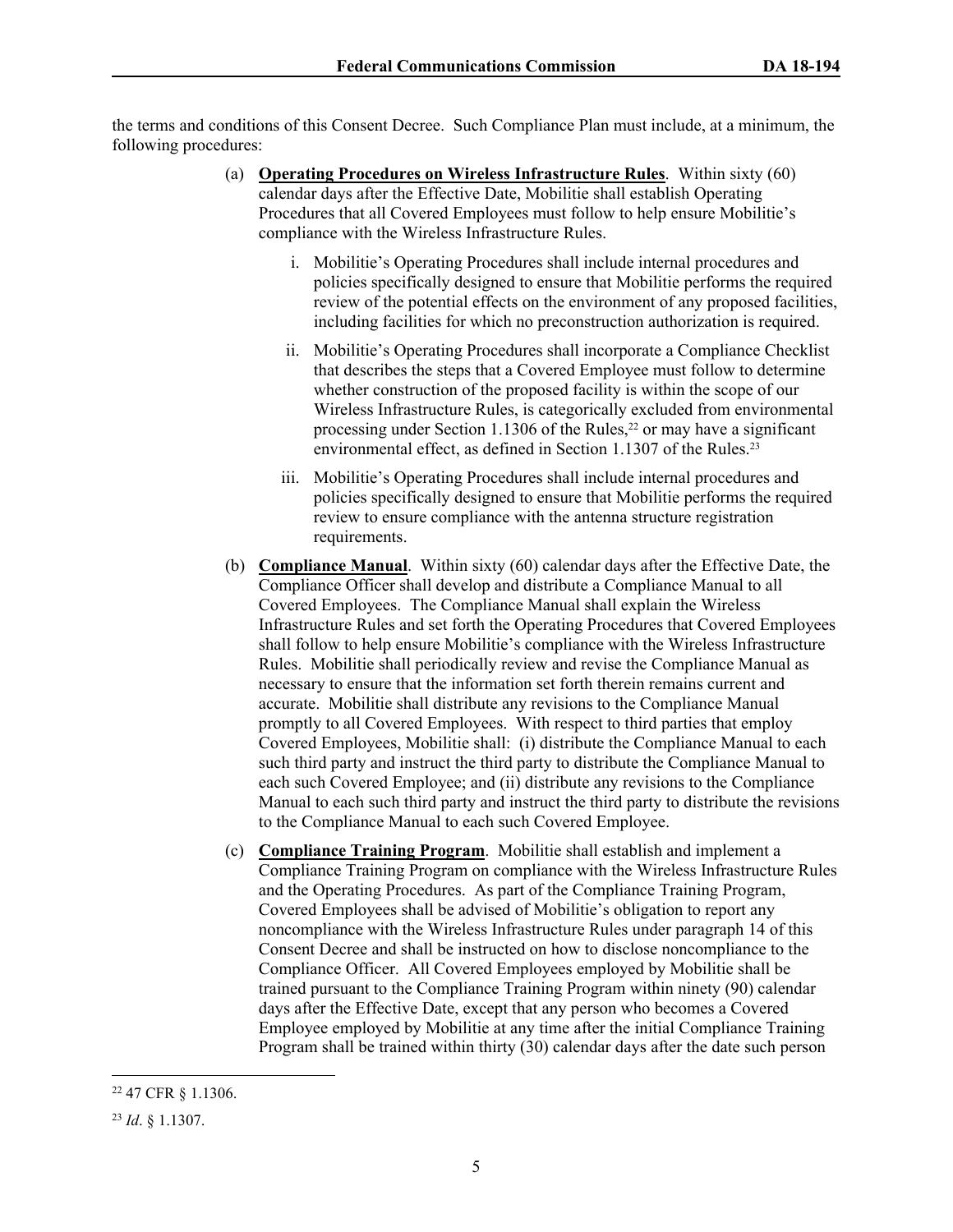the terms and conditions of this Consent Decree. Such Compliance Plan must include, at a minimum, the following procedures:

(a) **Operating Procedures on Wireless Infrastructure Rules**. Within sixty (60) calendar days after the Effective Date, Mobilitie shall establish Operating Procedures that all Covered Employees must follow to help ensure Mobilitie's compliance with the Wireless Infrastructure Rules.

   i. Mobilitie's Operating Procedures shall include internal procedures and policies specifically designed to ensure that Mobilitie performs the required review of the potential effects on the environment of any proposed facilities, including facilities for which no preconstruction authorization is required.

   ii. Mobilitie's Operating Procedures shall incorporate a Compliance Checklist that describes the steps that a Covered Employee must follow to determine whether construction of the proposed facility is within the scope of our Wireless Infrastructure Rules, is categorically excluded from environmental processing under Section 1.1306 of the Rules,[22] or may have a significant environmental effect, as defined in Section 1.1307 of the Rules.[23]

   iii. Mobilitie's Operating Procedures shall include internal procedures and policies specifically designed to ensure that Mobilitie performs the required review to ensure compliance with the antenna structure registration requirements.

(b) **Compliance Manual**. Within sixty (60) calendar days after the Effective Date, the Compliance Officer shall develop and distribute a Compliance Manual to all Covered Employees. The Compliance Manual shall explain the Wireless Infrastructure Rules and set forth the Operating Procedures that Covered Employees shall follow to help ensure Mobilitie's compliance with the Wireless Infrastructure Rules. Mobilitie shall periodically review and revise the Compliance Manual as necessary to ensure that the information set forth therein remains current and accurate. Mobilitie shall distribute any revisions to the Compliance Manual promptly to all Covered Employees. With respect to third parties that employ Covered Employees, Mobilitie shall: (i) distribute the Compliance Manual to each such third party and instruct the third party to distribute the Compliance Manual to each such Covered Employee; and (ii) distribute any revisions to the Compliance Manual to each such third party and instruct the third party to distribute the revisions to the Compliance Manual to each such Covered Employee.

(c) **Compliance Training Program**. Mobilitie shall establish and implement a Compliance Training Program on compliance with the Wireless Infrastructure Rules and the Operating Procedures. As part of the Compliance Training Program, Covered Employees shall be advised of Mobilitie's obligation to report any noncompliance with the Wireless Infrastructure Rules under paragraph 14 of this Consent Decree and shall be instructed on how to disclose noncompliance to the Compliance Officer. All Covered Employees employed by Mobilitie shall be trained pursuant to the Compliance Training Program within ninety (90) calendar days after the Effective Date, except that any person who becomes a Covered Employee employed by Mobilitie at any time after the initial Compliance Training Program shall be trained within thirty (30) calendar days after the date such person

---

[22] 47 CFR § 1.1306.

[23] *Id*. § 1.1307.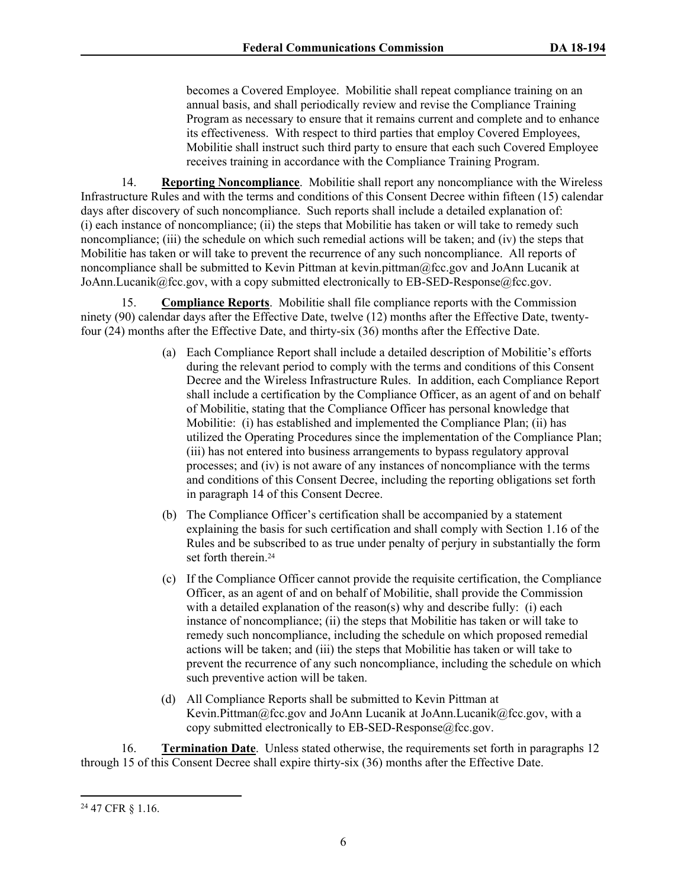becomes a Covered Employee. Mobilitie shall repeat compliance training on an annual basis, and shall periodically review and revise the Compliance Training Program as necessary to ensure that it remains current and complete and to enhance its effectiveness. With respect to third parties that employ Covered Employees, Mobilitie shall instruct such third party to ensure that each such Covered Employee receives training in accordance with the Compliance Training Program.

14. **Reporting Noncompliance**. Mobilitie shall report any noncompliance with the Wireless Infrastructure Rules and with the terms and conditions of this Consent Decree within fifteen (15) calendar days after discovery of such noncompliance. Such reports shall include a detailed explanation of: (i) each instance of noncompliance; (ii) the steps that Mobilitie has taken or will take to remedy such noncompliance; (iii) the schedule on which such remedial actions will be taken; and (iv) the steps that Mobilitie has taken or will take to prevent the recurrence of any such noncompliance. All reports of noncompliance shall be submitted to Kevin Pittman at kevin.pittman@fcc.gov and JoAnn Lucanik at JoAnn.Lucanik@fcc.gov, with a copy submitted electronically to EB-SED-Response@fcc.gov.

15. **Compliance Reports**. Mobilitie shall file compliance reports with the Commission ninety (90) calendar days after the Effective Date, twelve (12) months after the Effective Date, twenty-four (24) months after the Effective Date, and thirty-six (36) months after the Effective Date.

(a) Each Compliance Report shall include a detailed description of Mobilitie's efforts during the relevant period to comply with the terms and conditions of this Consent Decree and the Wireless Infrastructure Rules. In addition, each Compliance Report shall include a certification by the Compliance Officer, as an agent of and on behalf of Mobilitie, stating that the Compliance Officer has personal knowledge that Mobilitie: (i) has established and implemented the Compliance Plan; (ii) has utilized the Operating Procedures since the implementation of the Compliance Plan; (iii) has not entered into business arrangements to bypass regulatory approval processes; and (iv) is not aware of any instances of noncompliance with the terms and conditions of this Consent Decree, including the reporting obligations set forth in paragraph 14 of this Consent Decree.

(b) The Compliance Officer's certification shall be accompanied by a statement explaining the basis for such certification and shall comply with Section 1.16 of the Rules and be subscribed to as true under penalty of perjury in substantially the form set forth therein.[24]

(c) If the Compliance Officer cannot provide the requisite certification, the Compliance Officer, as an agent of and on behalf of Mobilitie, shall provide the Commission with a detailed explanation of the reason(s) why and describe fully: (i) each instance of noncompliance; (ii) the steps that Mobilitie has taken or will take to remedy such noncompliance, including the schedule on which proposed remedial actions will be taken; and (iii) the steps that Mobilitie has taken or will take to prevent the recurrence of any such noncompliance, including the schedule on which such preventive action will be taken.

(d) All Compliance Reports shall be submitted to Kevin Pittman at Kevin.Pittman@fcc.gov and JoAnn Lucanik at JoAnn.Lucanik@fcc.gov, with a copy submitted electronically to EB-SED-Response@fcc.gov.

16. **Termination Date**. Unless stated otherwise, the requirements set forth in paragraphs 12 through 15 of this Consent Decree shall expire thirty-six (36) months after the Effective Date.

---

[24] 47 CFR § 1.16.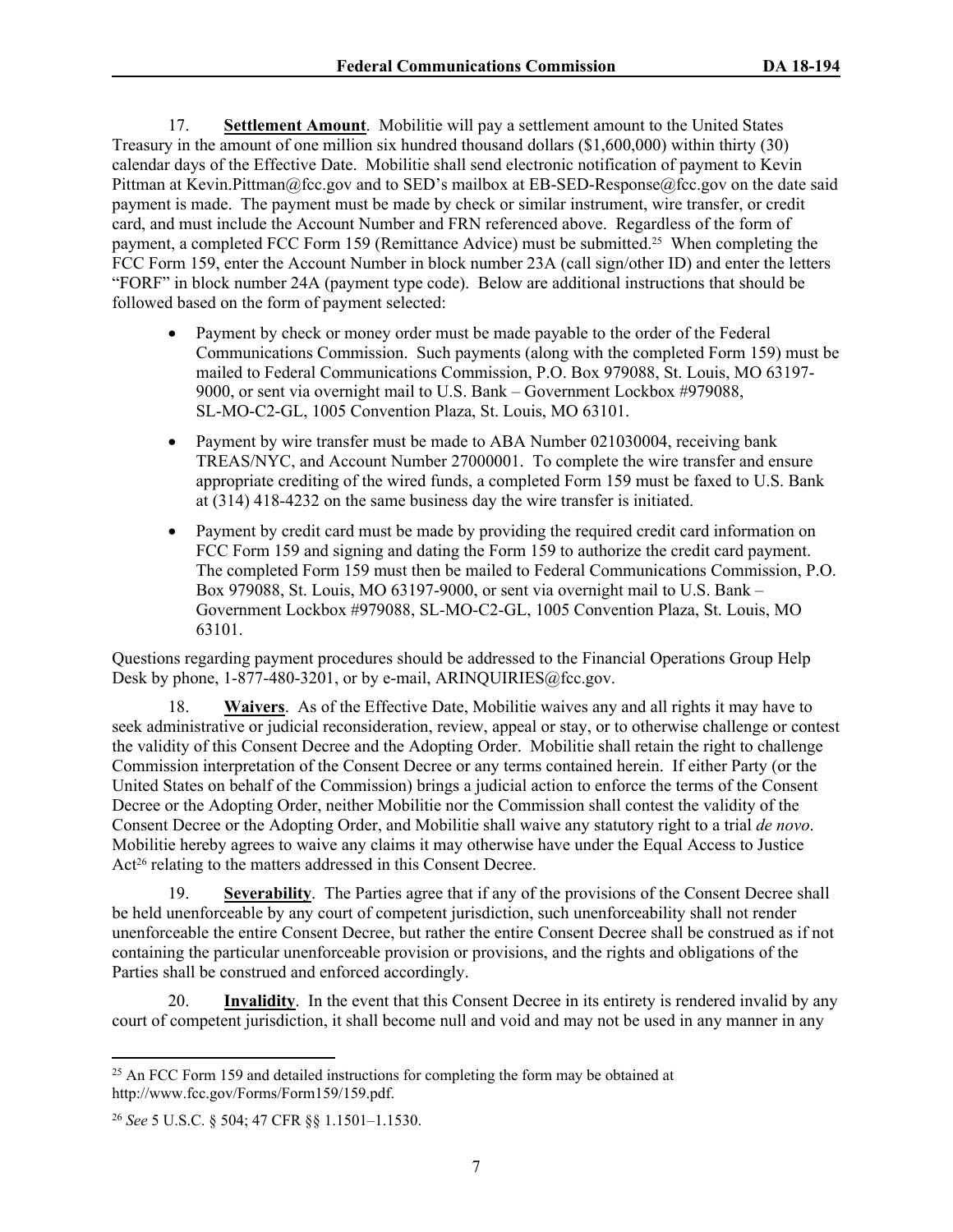17. **Settlement Amount**. Mobilitie will pay a settlement amount to the United States Treasury in the amount of one million six hundred thousand dollars ($1,600,000) within thirty (30) calendar days of the Effective Date. Mobilitie shall send electronic notification of payment to Kevin Pittman at Kevin.Pittman@fcc.gov and to SED's mailbox at EB-SED-Response@fcc.gov on the date said payment is made. The payment must be made by check or similar instrument, wire transfer, or credit card, and must include the Account Number and FRN referenced above. Regardless of the form of payment, a completed FCC Form 159 (Remittance Advice) must be submitted.[25] When completing the FCC Form 159, enter the Account Number in block number 23A (call sign/other ID) and enter the letters "FORF" in block number 24A (payment type code). Below are additional instructions that should be followed based on the form of payment selected:

- Payment by check or money order must be made payable to the order of the Federal Communications Commission. Such payments (along with the completed Form 159) must be mailed to Federal Communications Commission, P.O. Box 979088, St. Louis, MO 63197-9000, or sent via overnight mail to U.S. Bank – Government Lockbox #979088, SL-MO-C2-GL, 1005 Convention Plaza, St. Louis, MO 63101.
- Payment by wire transfer must be made to ABA Number 021030004, receiving bank TREAS/NYC, and Account Number 27000001. To complete the wire transfer and ensure appropriate crediting of the wired funds, a completed Form 159 must be faxed to U.S. Bank at (314) 418-4232 on the same business day the wire transfer is initiated.
- Payment by credit card must be made by providing the required credit card information on FCC Form 159 and signing and dating the Form 159 to authorize the credit card payment. The completed Form 159 must then be mailed to Federal Communications Commission, P.O. Box 979088, St. Louis, MO 63197-9000, or sent via overnight mail to U.S. Bank – Government Lockbox #979088, SL-MO-C2-GL, 1005 Convention Plaza, St. Louis, MO 63101.

Questions regarding payment procedures should be addressed to the Financial Operations Group Help Desk by phone, 1-877-480-3201, or by e-mail, ARINQUIRIES@fcc.gov.

18. **Waivers**. As of the Effective Date, Mobilitie waives any and all rights it may have to seek administrative or judicial reconsideration, review, appeal or stay, or to otherwise challenge or contest the validity of this Consent Decree and the Adopting Order. Mobilitie shall retain the right to challenge Commission interpretation of the Consent Decree or any terms contained herein. If either Party (or the United States on behalf of the Commission) brings a judicial action to enforce the terms of the Consent Decree or the Adopting Order, neither Mobilitie nor the Commission shall contest the validity of the Consent Decree or the Adopting Order, and Mobilitie shall waive any statutory right to a trial *de novo*. Mobilitie hereby agrees to waive any claims it may otherwise have under the Equal Access to Justice Act[26] relating to the matters addressed in this Consent Decree.

19. **Severability**. The Parties agree that if any of the provisions of the Consent Decree shall be held unenforceable by any court of competent jurisdiction, such unenforceability shall not render unenforceable the entire Consent Decree, but rather the entire Consent Decree shall be construed as if not containing the particular unenforceable provision or provisions, and the rights and obligations of the Parties shall be construed and enforced accordingly.

20. **Invalidity**. In the event that this Consent Decree in its entirety is rendered invalid by any court of competent jurisdiction, it shall become null and void and may not be used in any manner in any

---

[25] An FCC Form 159 and detailed instructions for completing the form may be obtained at http://www.fcc.gov/Forms/Form159/159.pdf.

[26] *See* 5 U.S.C. § 504; 47 CFR §§ 1.1501–1.1530.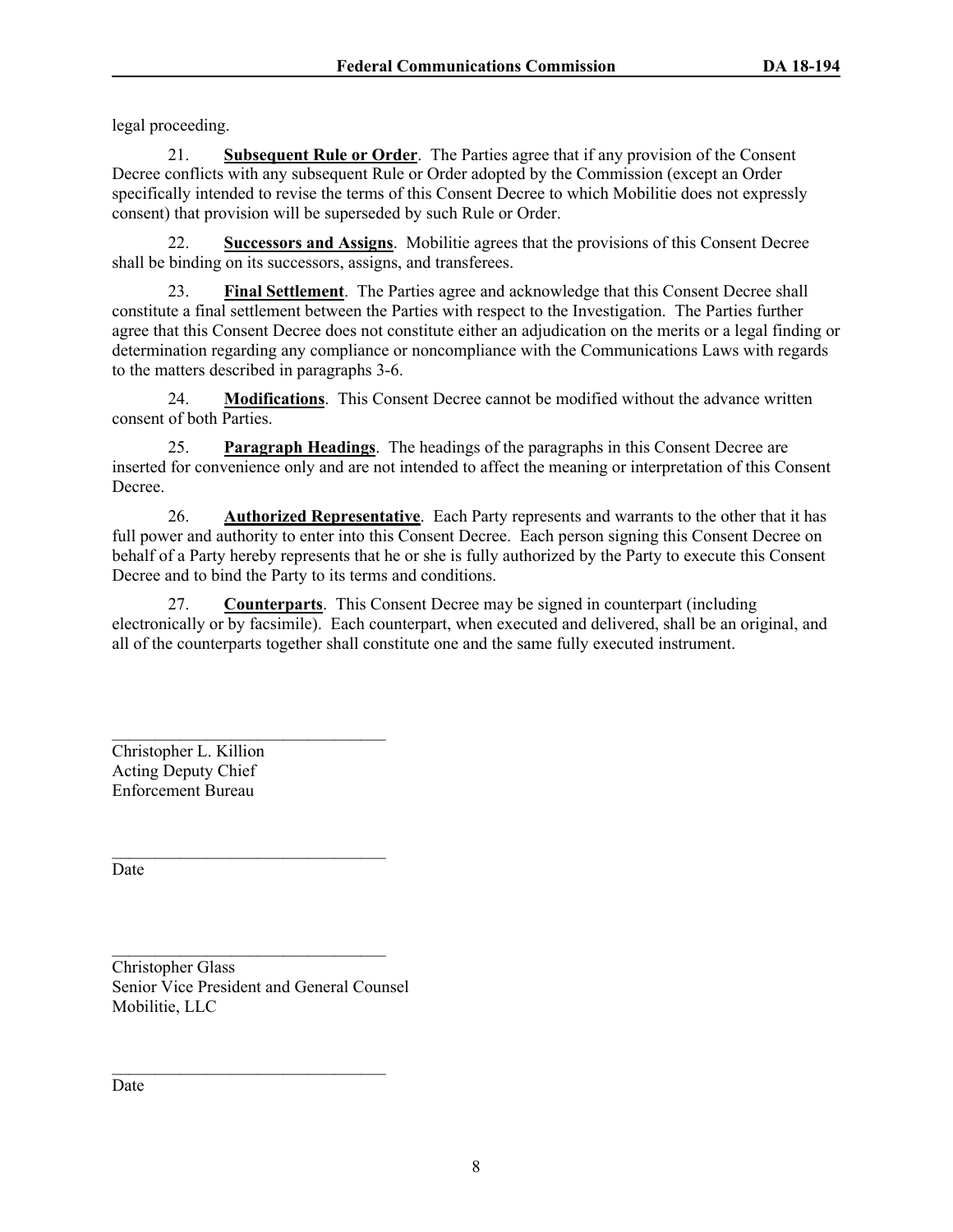legal proceeding.

21. **Subsequent Rule or Order**. The Parties agree that if any provision of the Consent Decree conflicts with any subsequent Rule or Order adopted by the Commission (except an Order specifically intended to revise the terms of this Consent Decree to which Mobilitie does not expressly consent) that provision will be superseded by such Rule or Order.

22. **Successors and Assigns**. Mobilitie agrees that the provisions of this Consent Decree shall be binding on its successors, assigns, and transferees.

23. **Final Settlement**. The Parties agree and acknowledge that this Consent Decree shall constitute a final settlement between the Parties with respect to the Investigation. The Parties further agree that this Consent Decree does not constitute either an adjudication on the merits or a legal finding or determination regarding any compliance or noncompliance with the Communications Laws with regards to the matters described in paragraphs 3-6.

24. **Modifications**. This Consent Decree cannot be modified without the advance written consent of both Parties.

25. **Paragraph Headings**. The headings of the paragraphs in this Consent Decree are inserted for convenience only and are not intended to affect the meaning or interpretation of this Consent Decree.

26. **Authorized Representative**. Each Party represents and warrants to the other that it has full power and authority to enter into this Consent Decree. Each person signing this Consent Decree on behalf of a Party hereby represents that he or she is fully authorized by the Party to execute this Consent Decree and to bind the Party to its terms and conditions.

27. **Counterparts**. This Consent Decree may be signed in counterpart (including electronically or by facsimile). Each counterpart, when executed and delivered, shall be an original, and all of the counterparts together shall constitute one and the same fully executed instrument.

\_\_\_\_\_\_\_\_\_\_\_\_\_\_\_\_\_\_\_\_\_\_\_\_\_\_\_\_\_\_\_\_
Christopher L. Killion
Acting Deputy Chief
Enforcement Bureau

\_\_\_\_\_\_\_\_\_\_\_\_\_\_\_\_\_\_\_\_\_\_\_\_\_\_\_\_\_\_\_\_
Date

\_\_\_\_\_\_\_\_\_\_\_\_\_\_\_\_\_\_\_\_\_\_\_\_\_\_\_\_\_\_\_\_
Christopher Glass
Senior Vice President and General Counsel
Mobilitie, LLC

\_\_\_\_\_\_\_\_\_\_\_\_\_\_\_\_\_\_\_\_\_\_\_\_\_\_\_\_\_\_\_\_
Date